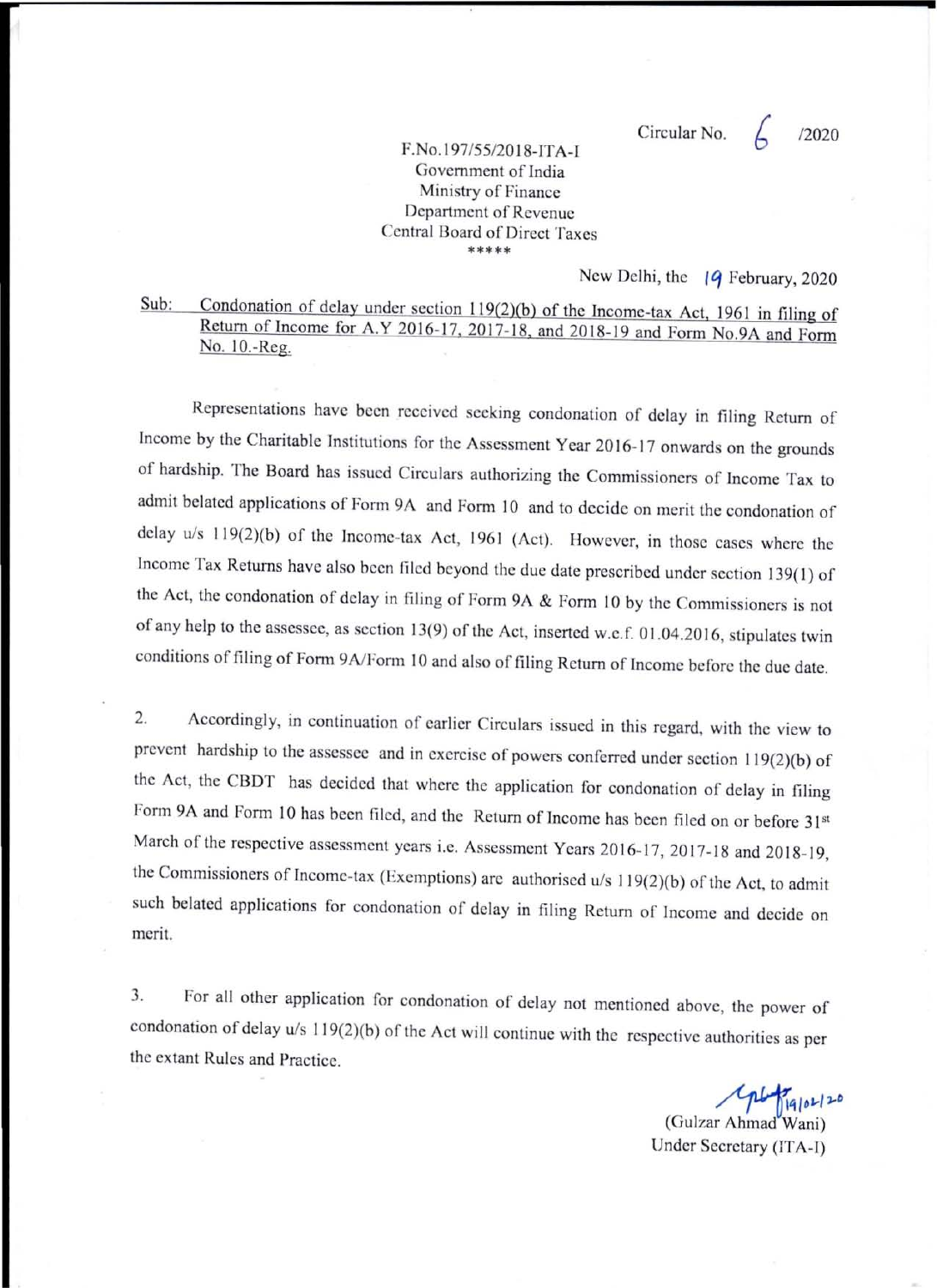Circular No. 6 /2020

F.No.197/55/2018-ITA-I
Government of India
Ministry of Finance
Department of Revenue
Central Board of Direct Taxes
*****

New Delhi, the 19 February, 2020

Sub: Condonation of delay under section 119(2)(b) of the Income-tax Act, 1961 in filing of Return of Income for A.Y 2016-17, 2017-18, and 2018-19 and Form No.9A and Form No. 10.-Reg.

Representations have been received seeking condonation of delay in filing Return of Income by the Charitable Institutions for the Assessment Year 2016-17 onwards on the grounds of hardship. The Board has issued Circulars authorizing the Commissioners of Income Tax to admit belated applications of Form 9A and Form 10 and to decide on merit the condonation of delay u/s 119(2)(b) of the Income-tax Act, 1961 (Act). However, in those cases where the Income Tax Returns have also been filed beyond the due date prescribed under section 139(1) of the Act, the condonation of delay in filing of Form 9A & Form 10 by the Commissioners is not of any help to the assessee, as section 13(9) of the Act, inserted w.e.f. 01.04.2016, stipulates twin conditions of filing of Form 9A/Form 10 and also of filing Return of Income before the due date.

2. Accordingly, in continuation of earlier Circulars issued in this regard, with the view to prevent hardship to the assessee and in exercise of powers conferred under section 119(2)(b) of the Act, the CBDT has decided that where the application for condonation of delay in filing Form 9A and Form 10 has been filed, and the Return of Income has been filed on or before 31st March of the respective assessment years i.e. Assessment Years 2016-17, 2017-18 and 2018-19, the Commissioners of Income-tax (Exemptions) are authorised u/s 119(2)(b) of the Act, to admit such belated applications for condonation of delay in filing Return of Income and decide on merit.

3. For all other application for condonation of delay not mentioned above, the power of condonation of delay u/s 119(2)(b) of the Act will continue with the respective authorities as per the extant Rules and Practice.

(Gulzar Ahmad Wani)
Under Secretary (ITA-I)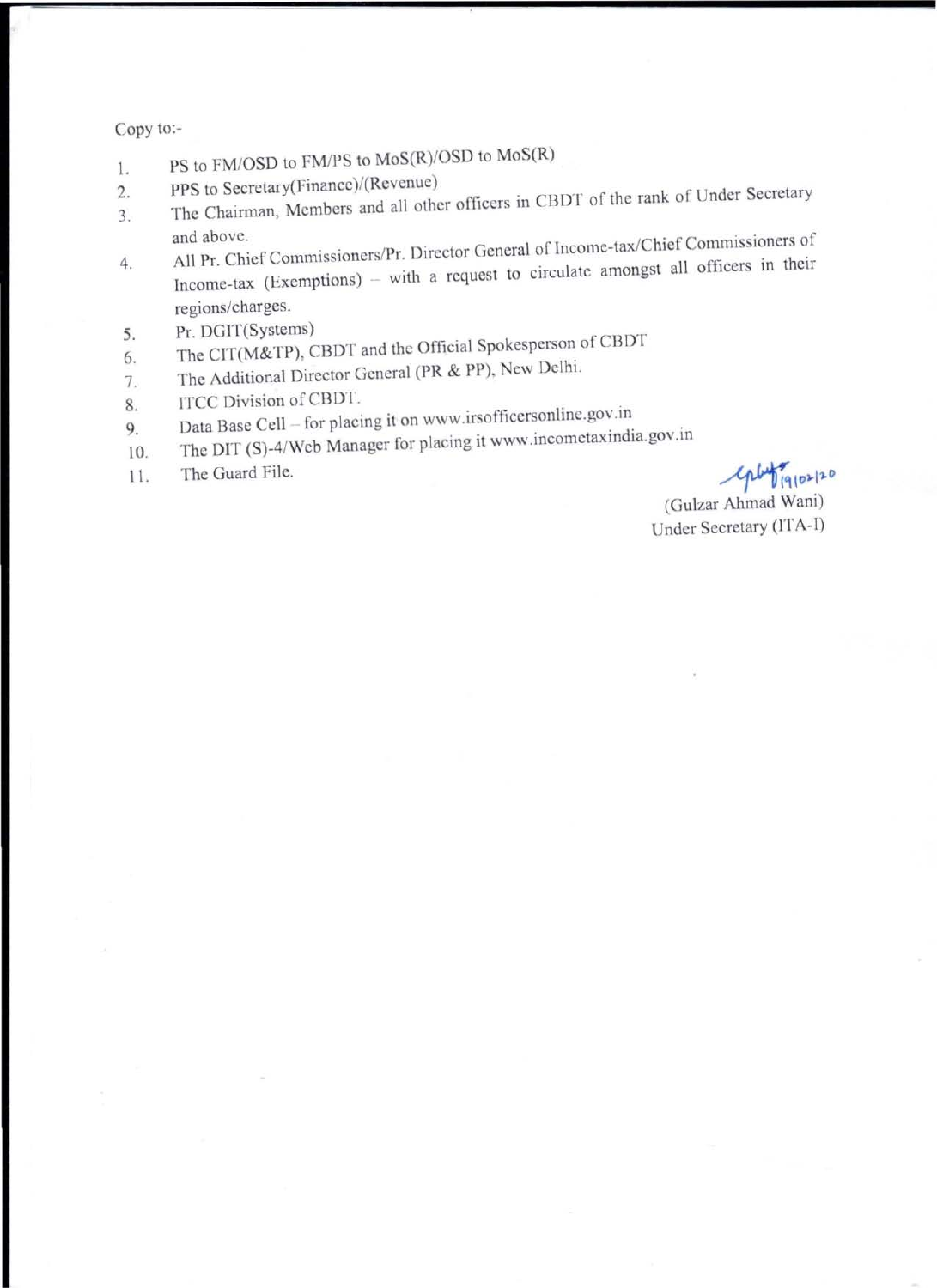Copy to:-

1. PS to FM/OSD to FM/PS to MoS(R)/OSD to MoS(R)
2. PPS to Secretary(Finance)/(Revenue)
3. The Chairman, Members and all other officers in CBDT of the rank of Under Secretary and above.
4. All Pr. Chief Commissioners/Pr. Director General of Income-tax/Chief Commissioners of Income-tax (Exemptions) – with a request to circulate amongst all officers in their regions/charges.
5. Pr. DGIT(Systems)
6. The CIT(M&TP), CBDT and the Official Spokesperson of CBDT
7. The Additional Director General (PR & PP), New Delhi.
8. ITCC Division of CBDT.
9. Data Base Cell – for placing it on www.irsofficersonline.gov.in
10. The DIT (S)-4/Web Manager for placing it www.incometaxindia.gov.in
11. The Guard File.

19/02/20

(Gulzar Ahmad Wani)
Under Secretary (ITA-I)